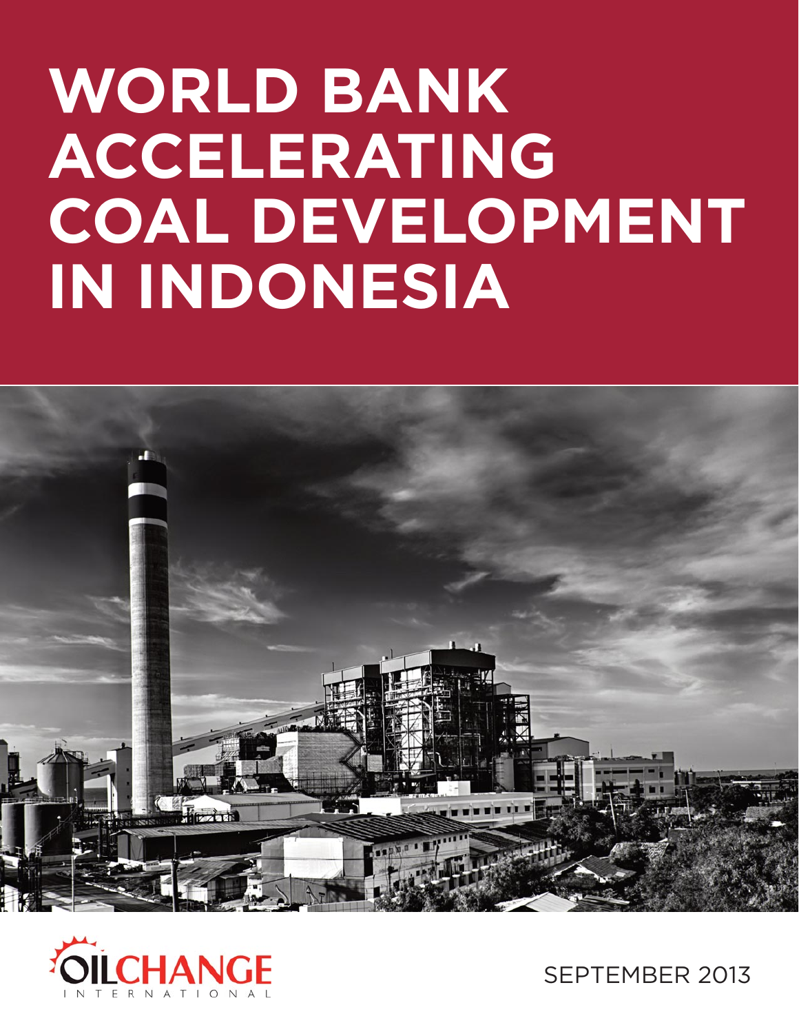# WORLD BANK ACCELERATING COAL DEVELOPMENT IN INDONESIA

OILCHANGE INTERNATIONAL

SEPTEMBER 2013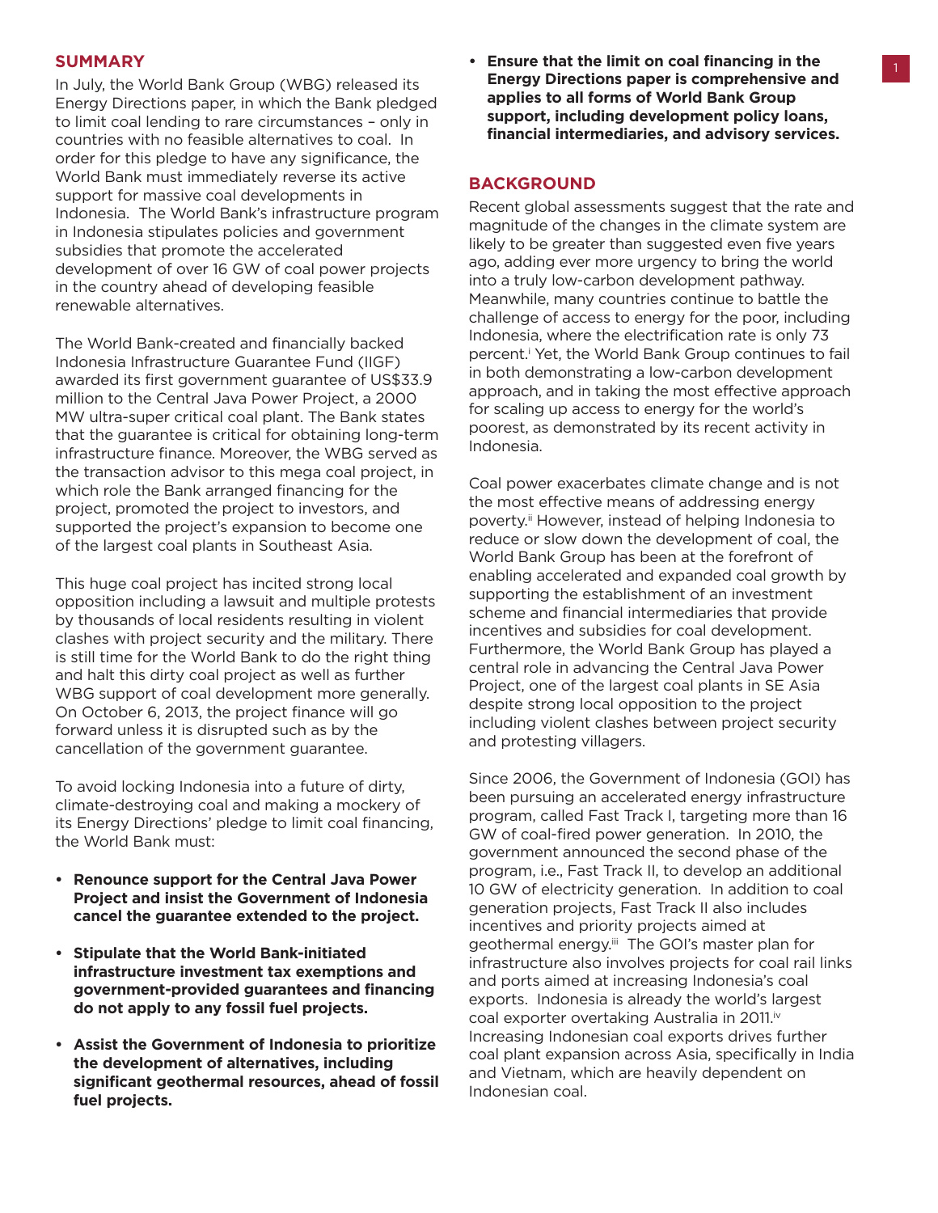## SUMMARY

In July, the World Bank Group (WBG) released its Energy Directions paper, in which the Bank pledged to limit coal lending to rare circumstances – only in countries with no feasible alternatives to coal. In order for this pledge to have any significance, the World Bank must immediately reverse its active support for massive coal developments in Indonesia. The World Bank's infrastructure program in Indonesia stipulates policies and government subsidies that promote the accelerated development of over 16 GW of coal power projects in the country ahead of developing feasible renewable alternatives.

The World Bank-created and financially backed Indonesia Infrastructure Guarantee Fund (IIGF) awarded its first government guarantee of US$33.9 million to the Central Java Power Project, a 2000 MW ultra-super critical coal plant. The Bank states that the guarantee is critical for obtaining long-term infrastructure finance. Moreover, the WBG served as the transaction advisor to this mega coal project, in which role the Bank arranged financing for the project, promoted the project to investors, and supported the project's expansion to become one of the largest coal plants in Southeast Asia.

This huge coal project has incited strong local opposition including a lawsuit and multiple protests by thousands of local residents resulting in violent clashes with project security and the military. There is still time for the World Bank to do the right thing and halt this dirty coal project as well as further WBG support of coal development more generally. On October 6, 2013, the project finance will go forward unless it is disrupted such as by the cancellation of the government guarantee.

To avoid locking Indonesia into a future of dirty, climate-destroying coal and making a mockery of its Energy Directions' pledge to limit coal financing, the World Bank must:

- **Renounce support for the Central Java Power Project and insist the Government of Indonesia cancel the guarantee extended to the project.**
- **Stipulate that the World Bank-initiated infrastructure investment tax exemptions and government-provided guarantees and financing do not apply to any fossil fuel projects.**
- **Assist the Government of Indonesia to prioritize the development of alternatives, including significant geothermal resources, ahead of fossil fuel projects.**
- **Ensure that the limit on coal financing in the Energy Directions paper is comprehensive and applies to all forms of World Bank Group support, including development policy loans, financial intermediaries, and advisory services.**

## BACKGROUND

Recent global assessments suggest that the rate and magnitude of the changes in the climate system are likely to be greater than suggested even five years ago, adding ever more urgency to bring the world into a truly low-carbon development pathway. Meanwhile, many countries continue to battle the challenge of access to energy for the poor, including Indonesia, where the electrification rate is only 73 percent.[i] Yet, the World Bank Group continues to fail in both demonstrating a low-carbon development approach, and in taking the most effective approach for scaling up access to energy for the world's poorest, as demonstrated by its recent activity in Indonesia.

Coal power exacerbates climate change and is not the most effective means of addressing energy poverty.[ii] However, instead of helping Indonesia to reduce or slow down the development of coal, the World Bank Group has been at the forefront of enabling accelerated and expanded coal growth by supporting the establishment of an investment scheme and financial intermediaries that provide incentives and subsidies for coal development. Furthermore, the World Bank Group has played a central role in advancing the Central Java Power Project, one of the largest coal plants in SE Asia despite strong local opposition to the project including violent clashes between project security and protesting villagers.

Since 2006, the Government of Indonesia (GOI) has been pursuing an accelerated energy infrastructure program, called Fast Track I, targeting more than 16 GW of coal-fired power generation. In 2010, the government announced the second phase of the program, i.e., Fast Track II, to develop an additional 10 GW of electricity generation. In addition to coal generation projects, Fast Track II also includes incentives and priority projects aimed at geothermal energy.[iii] The GOI's master plan for infrastructure also involves projects for coal rail links and ports aimed at increasing Indonesia's coal exports. Indonesia is already the world's largest coal exporter overtaking Australia in 2011.[iv] Increasing Indonesian coal exports drives further coal plant expansion across Asia, specifically in India and Vietnam, which are heavily dependent on Indonesian coal.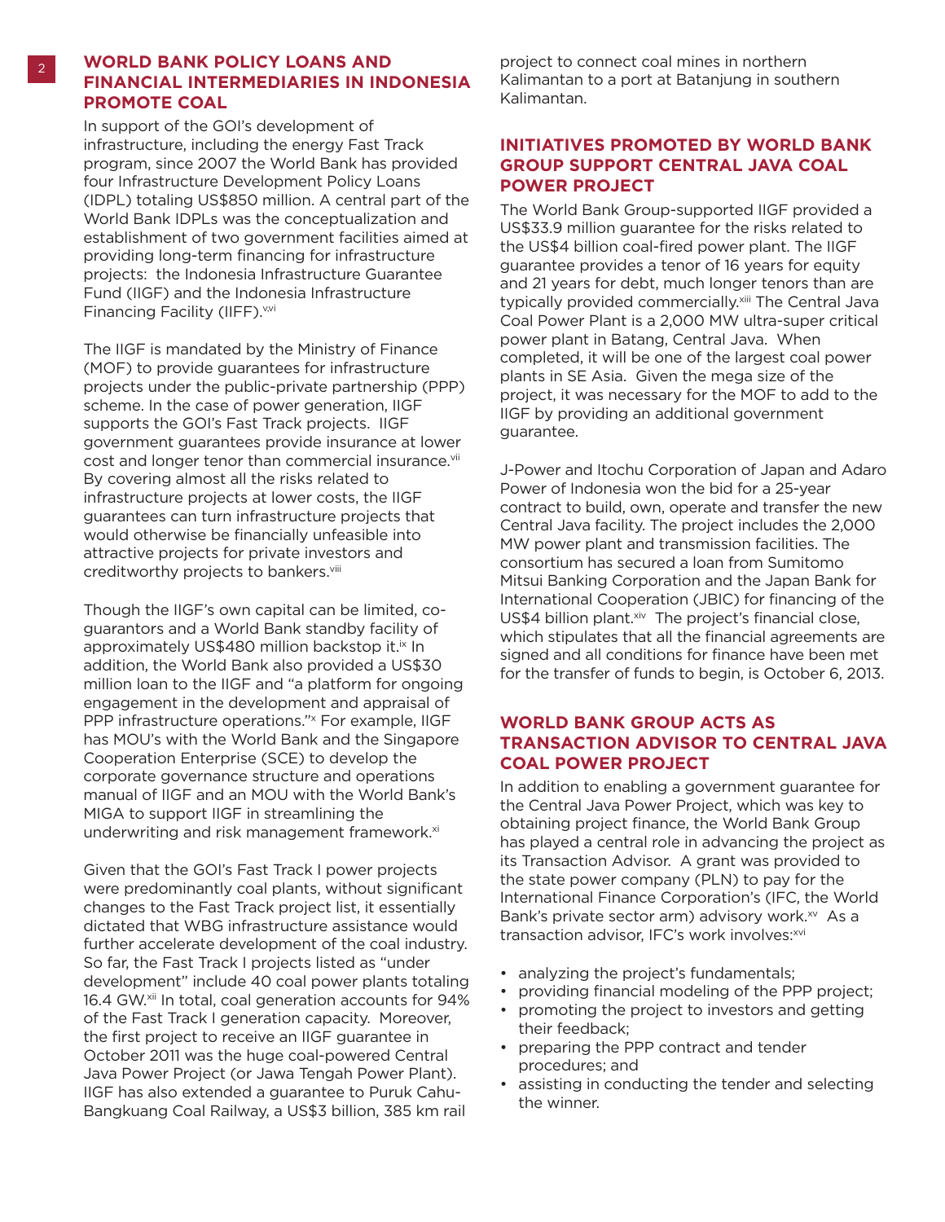## WORLD BANK POLICY LOANS AND FINANCIAL INTERMEDIARIES IN INDONESIA PROMOTE COAL

In support of the GOI's development of infrastructure, including the energy Fast Track program, since 2007 the World Bank has provided four Infrastructure Development Policy Loans (IDPL) totaling US$850 million. A central part of the World Bank IDPLs was the conceptualization and establishment of two government facilities aimed at providing long-term financing for infrastructure projects: the Indonesia Infrastructure Guarantee Fund (IIGF) and the Indonesia Infrastructure Financing Facility (IIFF).[v,vi]

The IIGF is mandated by the Ministry of Finance (MOF) to provide guarantees for infrastructure projects under the public-private partnership (PPP) scheme. In the case of power generation, IIGF supports the GOI's Fast Track projects. IIGF government guarantees provide insurance at lower cost and longer tenor than commercial insurance.[vii] By covering almost all the risks related to infrastructure projects at lower costs, the IIGF guarantees can turn infrastructure projects that would otherwise be financially unfeasible into attractive projects for private investors and creditworthy projects to bankers.[viii]

Though the IIGF's own capital can be limited, co-guarantors and a World Bank standby facility of approximately US$480 million backstop it.[ix] In addition, the World Bank also provided a US$30 million loan to the IIGF and "a platform for ongoing engagement in the development and appraisal of PPP infrastructure operations."[x] For example, IIGF has MOU's with the World Bank and the Singapore Cooperation Enterprise (SCE) to develop the corporate governance structure and operations manual of IIGF and an MOU with the World Bank's MIGA to support IIGF in streamlining the underwriting and risk management framework.[xi]

Given that the GOI's Fast Track I power projects were predominantly coal plants, without significant changes to the Fast Track project list, it essentially dictated that WBG infrastructure assistance would further accelerate development of the coal industry. So far, the Fast Track I projects listed as "under development" include 40 coal power plants totaling 16.4 GW.[xii] In total, coal generation accounts for 94% of the Fast Track I generation capacity. Moreover, the first project to receive an IIGF guarantee in October 2011 was the huge coal-powered Central Java Power Project (or Jawa Tengah Power Plant). IIGF has also extended a guarantee to Puruk Cahu-Bangkuang Coal Railway, a US$3 billion, 385 km rail project to connect coal mines in northern Kalimantan to a port at Batanjung in southern Kalimantan.

## INITIATIVES PROMOTED BY WORLD BANK GROUP SUPPORT CENTRAL JAVA COAL POWER PROJECT

The World Bank Group-supported IIGF provided a US$33.9 million guarantee for the risks related to the US$4 billion coal-fired power plant. The IIGF guarantee provides a tenor of 16 years for equity and 21 years for debt, much longer tenors than are typically provided commercially.[xiii] The Central Java Coal Power Plant is a 2,000 MW ultra-super critical power plant in Batang, Central Java. When completed, it will be one of the largest coal power plants in SE Asia. Given the mega size of the project, it was necessary for the MOF to add to the IIGF by providing an additional government guarantee.

J-Power and Itochu Corporation of Japan and Adaro Power of Indonesia won the bid for a 25-year contract to build, own, operate and transfer the new Central Java facility. The project includes the 2,000 MW power plant and transmission facilities. The consortium has secured a loan from Sumitomo Mitsui Banking Corporation and the Japan Bank for International Cooperation (JBIC) for financing of the US$4 billion plant.[xiv] The project's financial close, which stipulates that all the financial agreements are signed and all conditions for finance have been met for the transfer of funds to begin, is October 6, 2013.

## WORLD BANK GROUP ACTS AS TRANSACTION ADVISOR TO CENTRAL JAVA COAL POWER PROJECT

In addition to enabling a government guarantee for the Central Java Power Project, which was key to obtaining project finance, the World Bank Group has played a central role in advancing the project as its Transaction Advisor. A grant was provided to the state power company (PLN) to pay for the International Finance Corporation's (IFC, the World Bank's private sector arm) advisory work.[xv] As a transaction advisor, IFC's work involves:[xvi]

- analyzing the project's fundamentals;
- providing financial modeling of the PPP project;
- promoting the project to investors and getting their feedback;
- preparing the PPP contract and tender procedures; and
- assisting in conducting the tender and selecting the winner.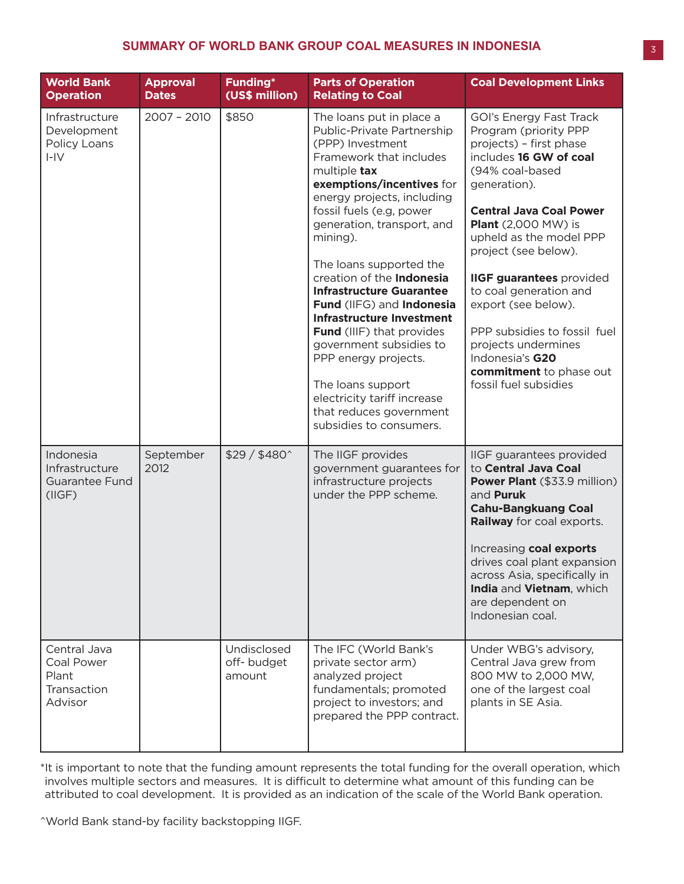## SUMMARY OF WORLD BANK GROUP COAL MEASURES IN INDONESIA

| World Bank Operation | Approval Dates | Funding* (US$ million) | Parts of Operation Relating to Coal | Coal Development Links |
|---|---|---|---|---|
| Infrastructure Development Policy Loans I-IV | 2007 – 2010 | $850 | The loans put in place a Public-Private Partnership (PPP) Investment Framework that includes multiple **tax exemptions/incentives** for energy projects, including fossil fuels (e.g, power generation, transport, and mining).<br><br>The loans supported the creation of the **Indonesia Infrastructure Guarantee Fund** (IIFG) and **Indonesia Infrastructure Investment Fund** (IIIF) that provides government subsidies to PPP energy projects.<br><br>The loans support electricity tariff increase that reduces government subsidies to consumers. | GOI's Energy Fast Track Program (priority PPP projects) – first phase includes **16 GW of coal** (94% coal-based generation).<br><br>**Central Java Coal Power Plant** (2,000 MW) is upheld as the model PPP project (see below).<br><br>**IIGF guarantees** provided to coal generation and export (see below).<br><br>PPP subsidies to fossil fuel projects undermines Indonesia's **G20 commitment** to phase out fossil fuel subsidies |
| Indonesia Infrastructure Guarantee Fund (IIGF) | September 2012 | $29 / $480^ | The IIGF provides government guarantees for infrastructure projects under the PPP scheme. | IIGF guarantees provided to **Central Java Coal Power Plant** ($33.9 million) and **Puruk Cahu-Bangkuang Coal Railway** for coal exports.<br><br>Increasing **coal exports** drives coal plant expansion across Asia, specifically in **India** and **Vietnam**, which are dependent on Indonesian coal. |
| Central Java Coal Power Plant Transaction Advisor | | Undisclosed off- budget amount | The IFC (World Bank's private sector arm) analyzed project fundamentals; promoted project to investors; and prepared the PPP contract. | Under WBG's advisory, Central Java grew from 800 MW to 2,000 MW, one of the largest coal plants in SE Asia. |

*It is important to note that the funding amount represents the total funding for the overall operation, which involves multiple sectors and measures. It is difficult to determine what amount of this funding can be attributed to coal development. It is provided as an indication of the scale of the World Bank operation.

^World Bank stand-by facility backstopping IIGF.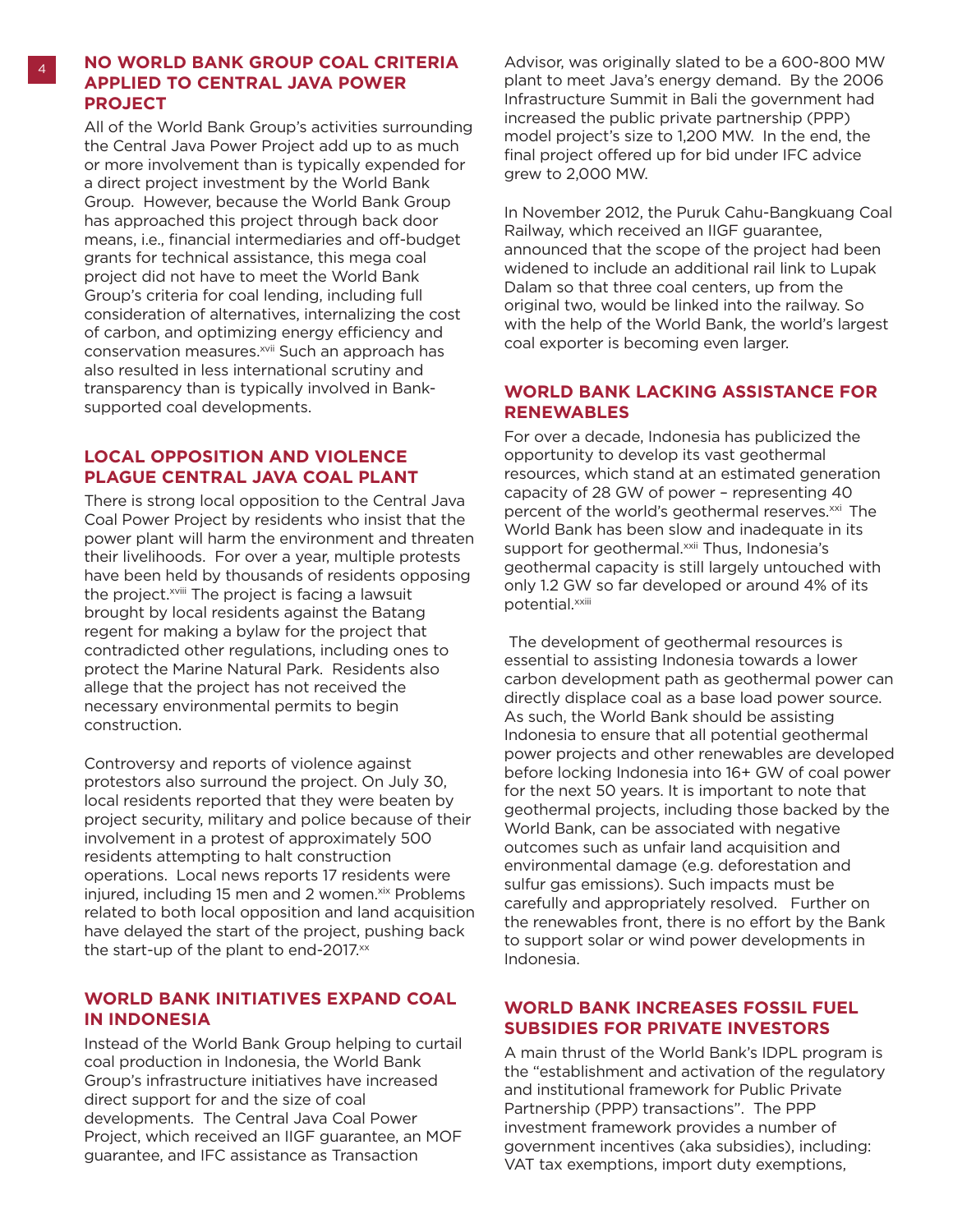## NO WORLD BANK GROUP COAL CRITERIA APPLIED TO CENTRAL JAVA POWER PROJECT

All of the World Bank Group's activities surrounding the Central Java Power Project add up to as much or more involvement than is typically expended for a direct project investment by the World Bank Group. However, because the World Bank Group has approached this project through back door means, i.e., financial intermediaries and off-budget grants for technical assistance, this mega coal project did not have to meet the World Bank Group's criteria for coal lending, including full consideration of alternatives, internalizing the cost of carbon, and optimizing energy efficiency and conservation measures.[xvii] Such an approach has also resulted in less international scrutiny and transparency than is typically involved in Bank-supported coal developments.

## LOCAL OPPOSITION AND VIOLENCE PLAGUE CENTRAL JAVA COAL PLANT

There is strong local opposition to the Central Java Coal Power Project by residents who insist that the power plant will harm the environment and threaten their livelihoods. For over a year, multiple protests have been held by thousands of residents opposing the project.[xviii] The project is facing a lawsuit brought by local residents against the Batang regent for making a bylaw for the project that contradicted other regulations, including ones to protect the Marine Natural Park. Residents also allege that the project has not received the necessary environmental permits to begin construction.

Controversy and reports of violence against protestors also surround the project. On July 30, local residents reported that they were beaten by project security, military and police because of their involvement in a protest of approximately 500 residents attempting to halt construction operations. Local news reports 17 residents were injured, including 15 men and 2 women.[xix] Problems related to both local opposition and land acquisition have delayed the start of the project, pushing back the start-up of the plant to end-2017.[xx]

## WORLD BANK INITIATIVES EXPAND COAL IN INDONESIA

Instead of the World Bank Group helping to curtail coal production in Indonesia, the World Bank Group's infrastructure initiatives have increased direct support for and the size of coal developments. The Central Java Coal Power Project, which received an IIGF guarantee, an MOF guarantee, and IFC assistance as Transaction Advisor, was originally slated to be a 600-800 MW plant to meet Java's energy demand. By the 2006 Infrastructure Summit in Bali the government had increased the public private partnership (PPP) model project's size to 1,200 MW. In the end, the final project offered up for bid under IFC advice grew to 2,000 MW.

In November 2012, the Puruk Cahu-Bangkuang Coal Railway, which received an IIGF guarantee, announced that the scope of the project had been widened to include an additional rail link to Lupak Dalam so that three coal centers, up from the original two, would be linked into the railway. So with the help of the World Bank, the world's largest coal exporter is becoming even larger.

## WORLD BANK LACKING ASSISTANCE FOR RENEWABLES

For over a decade, Indonesia has publicized the opportunity to develop its vast geothermal resources, which stand at an estimated generation capacity of 28 GW of power – representing 40 percent of the world's geothermal reserves.[xxi] The World Bank has been slow and inadequate in its support for geothermal.[xxii] Thus, Indonesia's geothermal capacity is still largely untouched with only 1.2 GW so far developed or around 4% of its potential.[xxiii]

The development of geothermal resources is essential to assisting Indonesia towards a lower carbon development path as geothermal power can directly displace coal as a base load power source. As such, the World Bank should be assisting Indonesia to ensure that all potential geothermal power projects and other renewables are developed before locking Indonesia into 16+ GW of coal power for the next 50 years. It is important to note that geothermal projects, including those backed by the World Bank, can be associated with negative outcomes such as unfair land acquisition and environmental damage (e.g. deforestation and sulfur gas emissions). Such impacts must be carefully and appropriately resolved. Further on the renewables front, there is no effort by the Bank to support solar or wind power developments in Indonesia.

## WORLD BANK INCREASES FOSSIL FUEL SUBSIDIES FOR PRIVATE INVESTORS

A main thrust of the World Bank's IDPL program is the "establishment and activation of the regulatory and institutional framework for Public Private Partnership (PPP) transactions". The PPP investment framework provides a number of government incentives (aka subsidies), including: VAT tax exemptions, import duty exemptions,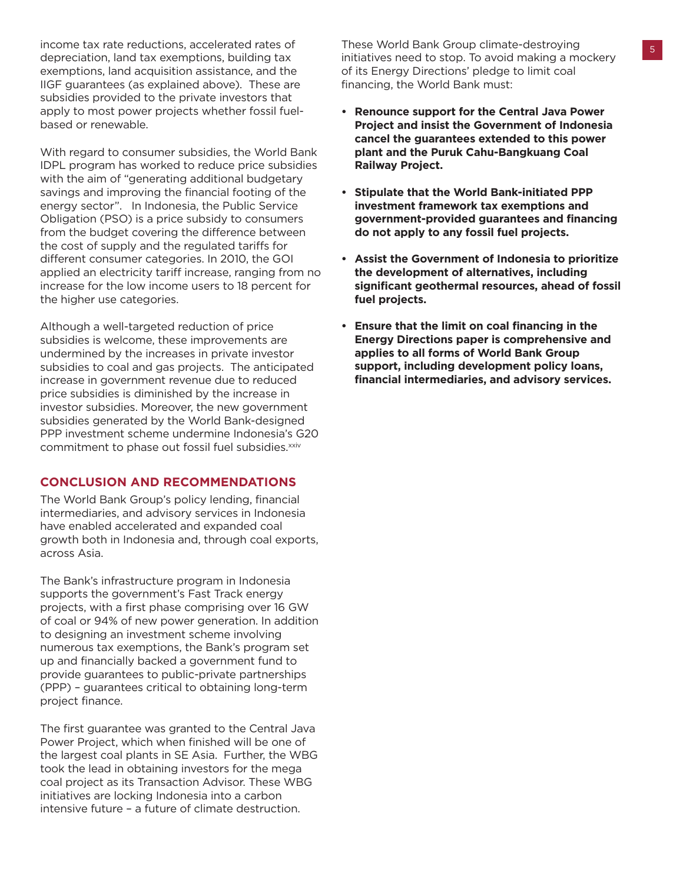income tax rate reductions, accelerated rates of depreciation, land tax exemptions, building tax exemptions, land acquisition assistance, and the IIGF guarantees (as explained above). These are subsidies provided to the private investors that apply to most power projects whether fossil fuel-based or renewable.

With regard to consumer subsidies, the World Bank IDPL program has worked to reduce price subsidies with the aim of "generating additional budgetary savings and improving the financial footing of the energy sector". In Indonesia, the Public Service Obligation (PSO) is a price subsidy to consumers from the budget covering the difference between the cost of supply and the regulated tariffs for different consumer categories. In 2010, the GOI applied an electricity tariff increase, ranging from no increase for the low income users to 18 percent for the higher use categories.

Although a well-targeted reduction of price subsidies is welcome, these improvements are undermined by the increases in private investor subsidies to coal and gas projects. The anticipated increase in government revenue due to reduced price subsidies is diminished by the increase in investor subsidies. Moreover, the new government subsidies generated by the World Bank-designed PPP investment scheme undermine Indonesia's G20 commitment to phase out fossil fuel subsidies.[xxiv]

## CONCLUSION AND RECOMMENDATIONS

The World Bank Group's policy lending, financial intermediaries, and advisory services in Indonesia have enabled accelerated and expanded coal growth both in Indonesia and, through coal exports, across Asia.

The Bank's infrastructure program in Indonesia supports the government's Fast Track energy projects, with a first phase comprising over 16 GW of coal or 94% of new power generation. In addition to designing an investment scheme involving numerous tax exemptions, the Bank's program set up and financially backed a government fund to provide guarantees to public-private partnerships (PPP) – guarantees critical to obtaining long-term project finance.

The first guarantee was granted to the Central Java Power Project, which when finished will be one of the largest coal plants in SE Asia. Further, the WBG took the lead in obtaining investors for the mega coal project as its Transaction Advisor. These WBG initiatives are locking Indonesia into a carbon intensive future – a future of climate destruction.

These World Bank Group climate-destroying initiatives need to stop. To avoid making a mockery of its Energy Directions' pledge to limit coal financing, the World Bank must:

- **Renounce support for the Central Java Power Project and insist the Government of Indonesia cancel the guarantees extended to this power plant and the Puruk Cahu-Bangkuang Coal Railway Project.**
- **Stipulate that the World Bank-initiated PPP investment framework tax exemptions and government-provided guarantees and financing do not apply to any fossil fuel projects.**
- **Assist the Government of Indonesia to prioritize the development of alternatives, including significant geothermal resources, ahead of fossil fuel projects.**
- **Ensure that the limit on coal financing in the Energy Directions paper is comprehensive and applies to all forms of World Bank Group support, including development policy loans, financial intermediaries, and advisory services.**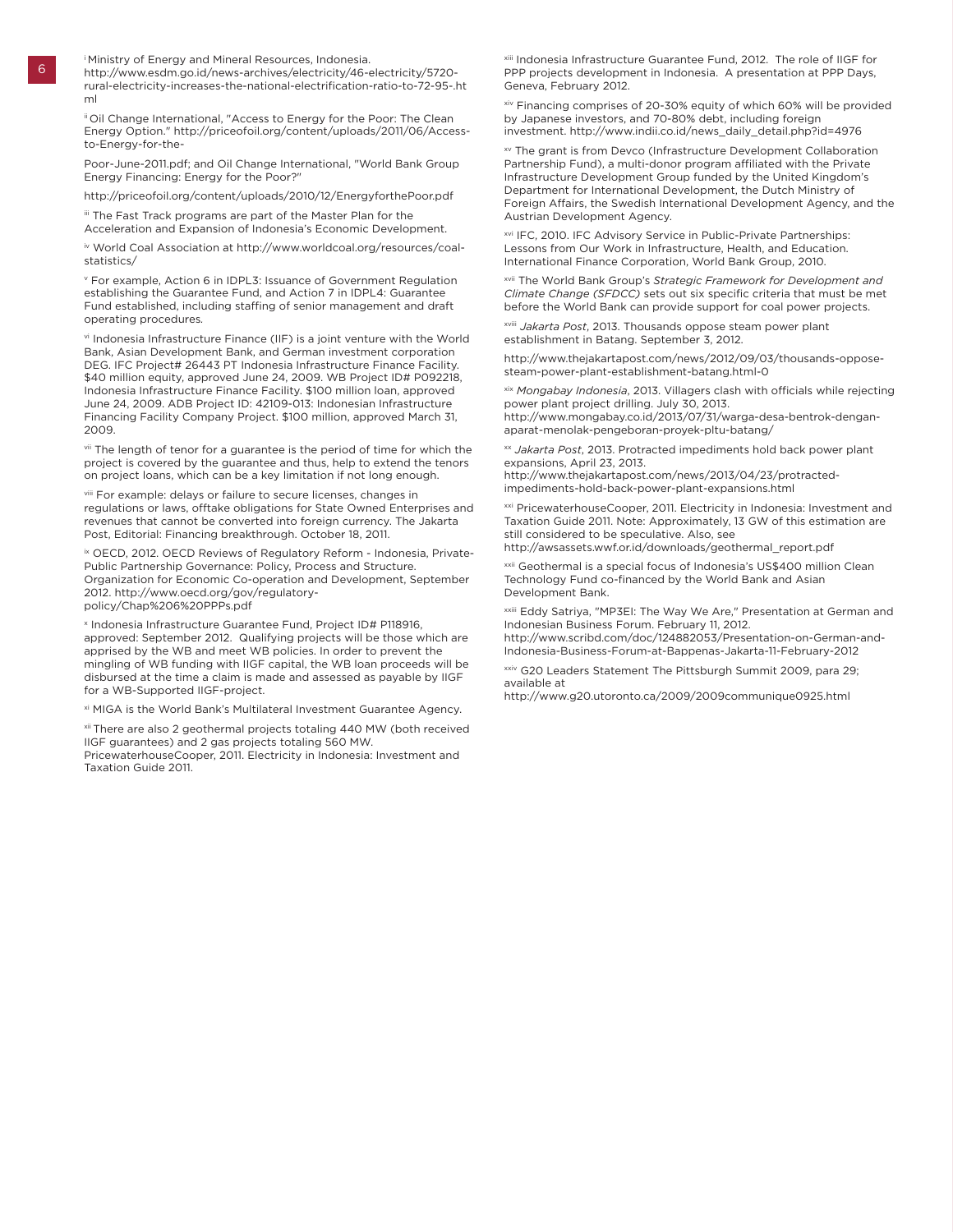[i] Ministry of Energy and Mineral Resources, Indonesia. http://www.esdm.go.id/news-archives/electricity/46-electricity/5720-rural-electricity-increases-the-national-electrification-ratio-to-72-95-.html

[ii] Oil Change International, "Access to Energy for the Poor: The Clean Energy Option." http://priceofoil.org/content/uploads/2011/06/Access-to-Energy-for-the-

Poor-June-2011.pdf; and Oil Change International, "World Bank Group Energy Financing: Energy for the Poor?"

http://priceofoil.org/content/uploads/2010/12/EnergyforthePoor.pdf

[iii] The Fast Track programs are part of the Master Plan for the Acceleration and Expansion of Indonesia's Economic Development.

[iv] World Coal Association at http://www.worldcoal.org/resources/coal-statistics/

[v] For example, Action 6 in IDPL3: Issuance of Government Regulation establishing the Guarantee Fund, and Action 7 in IDPL4: Guarantee Fund established, including staffing of senior management and draft operating procedures.

[vi] Indonesia Infrastructure Finance (IIF) is a joint venture with the World Bank, Asian Development Bank, and German investment corporation DEG. IFC Project# 26443 PT Indonesia Infrastructure Finance Facility. $40 million equity, approved June 24, 2009. WB Project ID# P092218, Indonesia Infrastructure Finance Facility. $100 million loan, approved June 24, 2009. ADB Project ID: 42109-013: Indonesian Infrastructure Financing Facility Company Project. $100 million, approved March 31, 2009.

[vii] The length of tenor for a guarantee is the period of time for which the project is covered by the guarantee and thus, help to extend the tenors on project loans, which can be a key limitation if not long enough.

[viii] For example: delays or failure to secure licenses, changes in regulations or laws, offtake obligations for State Owned Enterprises and revenues that cannot be converted into foreign currency. The Jakarta Post, Editorial: Financing breakthrough. October 18, 2011.

[ix] OECD, 2012. OECD Reviews of Regulatory Reform - Indonesia, Private-Public Partnership Governance: Policy, Process and Structure. Organization for Economic Co-operation and Development, September 2012. http://www.oecd.org/gov/regulatory-policy/Chap%206%20PPPs.pdf

[x] Indonesia Infrastructure Guarantee Fund, Project ID# P118916, approved: September 2012. Qualifying projects will be those which are apprised by the WB and meet WB policies. In order to prevent the mingling of WB funding with IIGF capital, the WB loan proceeds will be disbursed at the time a claim is made and assessed as payable by IIGF for a WB-Supported IIGF-project.

[xi] MIGA is the World Bank's Multilateral Investment Guarantee Agency.

[xii] There are also 2 geothermal projects totaling 440 MW (both received IIGF guarantees) and 2 gas projects totaling 560 MW. PricewaterhouseCooper, 2011. Electricity in Indonesia: Investment and Taxation Guide 2011.

[xiii] Indonesia Infrastructure Guarantee Fund, 2012. The role of IIGF for PPP projects development in Indonesia. A presentation at PPP Days, Geneva, February 2012.

[xiv] Financing comprises of 20-30% equity of which 60% will be provided by Japanese investors, and 70-80% debt, including foreign investment. http://www.indii.co.id/news_daily_detail.php?id=4976

[xv] The grant is from Devco (Infrastructure Development Collaboration Partnership Fund), a multi-donor program affiliated with the Private Infrastructure Development Group funded by the United Kingdom's Department for International Development, the Dutch Ministry of Foreign Affairs, the Swedish International Development Agency, and the Austrian Development Agency.

[xvi] IFC, 2010. IFC Advisory Service in Public-Private Partnerships: Lessons from Our Work in Infrastructure, Health, and Education. International Finance Corporation, World Bank Group, 2010.

[xvii] The World Bank Group's *Strategic Framework for Development and Climate Change (SFDCC)* sets out six specific criteria that must be met before the World Bank can provide support for coal power projects.

[xviii] *Jakarta Post*, 2013. Thousands oppose steam power plant establishment in Batang. September 3, 2012.

http://www.thejakartapost.com/news/2012/09/03/thousands-oppose-steam-power-plant-establishment-batang.html-0

[xix] *Mongabay Indonesia*, 2013. Villagers clash with officials while rejecting power plant project drilling. July 30, 2013. http://www.mongabay.co.id/2013/07/31/warga-desa-bentrok-dengan-aparat-menolak-pengeboran-proyek-pltu-batang/

[xx] *Jakarta Post*, 2013. Protracted impediments hold back power plant expansions, April 23, 2013. http://www.thejakartapost.com/news/2013/04/23/protracted-impediments-hold-back-power-plant-expansions.html

[xxi] PricewaterhouseCooper, 2011. Electricity in Indonesia: Investment and Taxation Guide 2011. Note: Approximately, 13 GW of this estimation are still considered to be speculative. Also, see http://awsassets.wwf.or.id/downloads/geothermal_report.pdf

[xxii] Geothermal is a special focus of Indonesia's US$400 million Clean Technology Fund co-financed by the World Bank and Asian Development Bank.

[xxiii] Eddy Satriya, "MP3EI: The Way We Are," Presentation at German and Indonesian Business Forum. February 11, 2012. http://www.scribd.com/doc/124882053/Presentation-on-German-and-Indonesia-Business-Forum-at-Bappenas-Jakarta-11-February-2012

[xxiv] G20 Leaders Statement The Pittsburgh Summit 2009, para 29; available at http://www.g20.utoronto.ca/2009/2009communique0925.html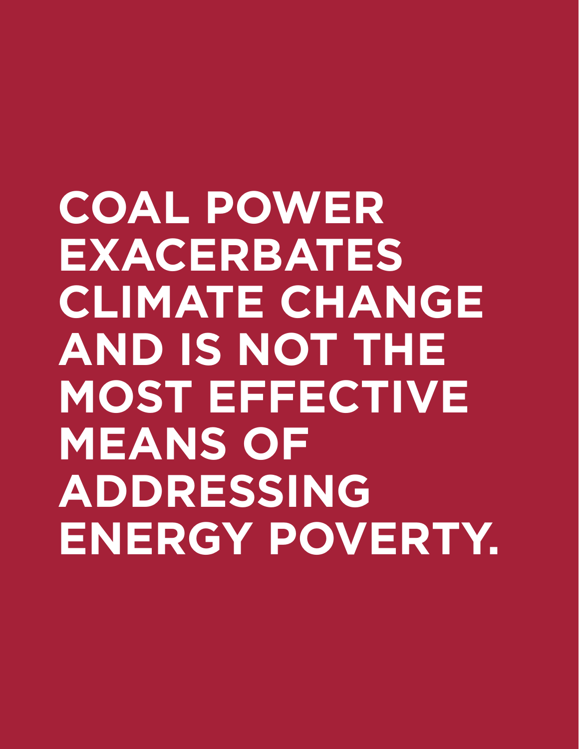# COAL POWER EXACERBATES CLIMATE CHANGE AND IS NOT THE MOST EFFECTIVE MEANS OF ADDRESSING ENERGY POVERTY.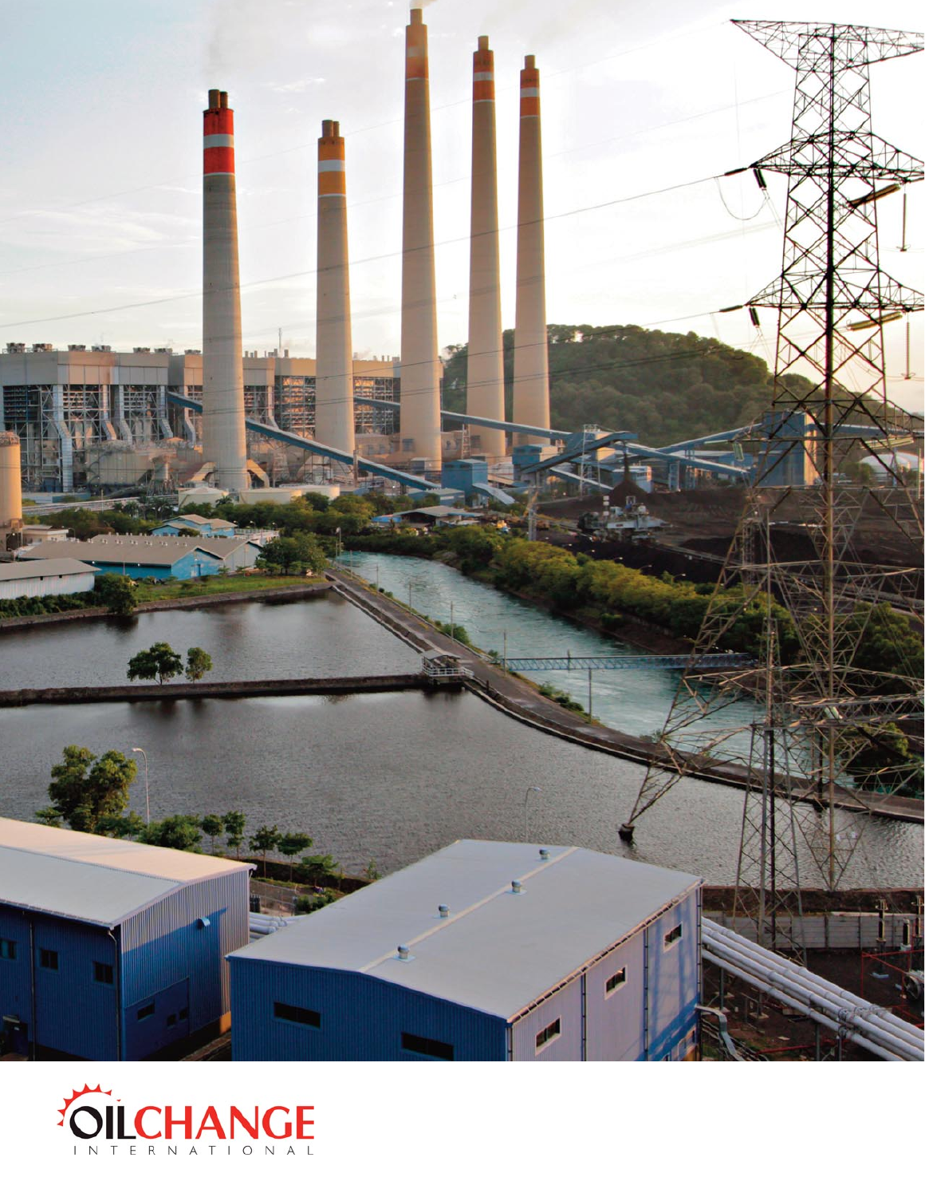OILCHANGE

INTERNATIONAL